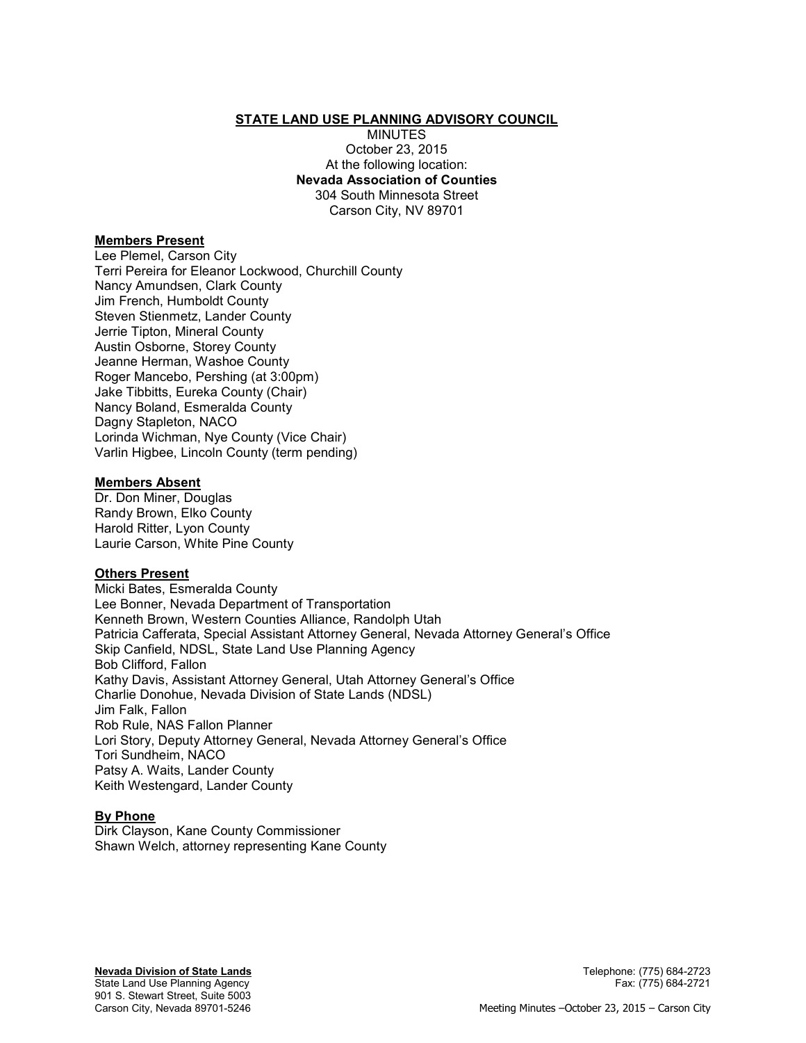# STATE LAND USE PLANNING ADVISORY COUNCIL

MINUTES
October 23, 2015
At the following location:
**Nevada Association of Counties**
304 South Minnesota Street
Carson City, NV 89701

## Members Present

Lee Plemel, Carson City
Terri Pereira for Eleanor Lockwood, Churchill County
Nancy Amundsen, Clark County
Jim French, Humboldt County
Steven Stienmetz, Lander County
Jerrie Tipton, Mineral County
Austin Osborne, Storey County
Jeanne Herman, Washoe County
Roger Mancebo, Pershing (at 3:00pm)
Jake Tibbitts, Eureka County (Chair)
Nancy Boland, Esmeralda County
Dagny Stapleton, NACO
Lorinda Wichman, Nye County (Vice Chair)
Varlin Higbee, Lincoln County (term pending)

## Members Absent

Dr. Don Miner, Douglas
Randy Brown, Elko County
Harold Ritter, Lyon County
Laurie Carson, White Pine County

## Others Present

Micki Bates, Esmeralda County
Lee Bonner, Nevada Department of Transportation
Kenneth Brown, Western Counties Alliance, Randolph Utah
Patricia Cafferata, Special Assistant Attorney General, Nevada Attorney General's Office
Skip Canfield, NDSL, State Land Use Planning Agency
Bob Clifford, Fallon
Kathy Davis, Assistant Attorney General, Utah Attorney General's Office
Charlie Donohue, Nevada Division of State Lands (NDSL)
Jim Falk, Fallon
Rob Rule, NAS Fallon Planner
Lori Story, Deputy Attorney General, Nevada Attorney General's Office
Tori Sundheim, NACO
Patsy A. Waits, Lander County
Keith Westengard, Lander County

## By Phone

Dirk Clayson, Kane County Commissioner
Shawn Welch, attorney representing Kane County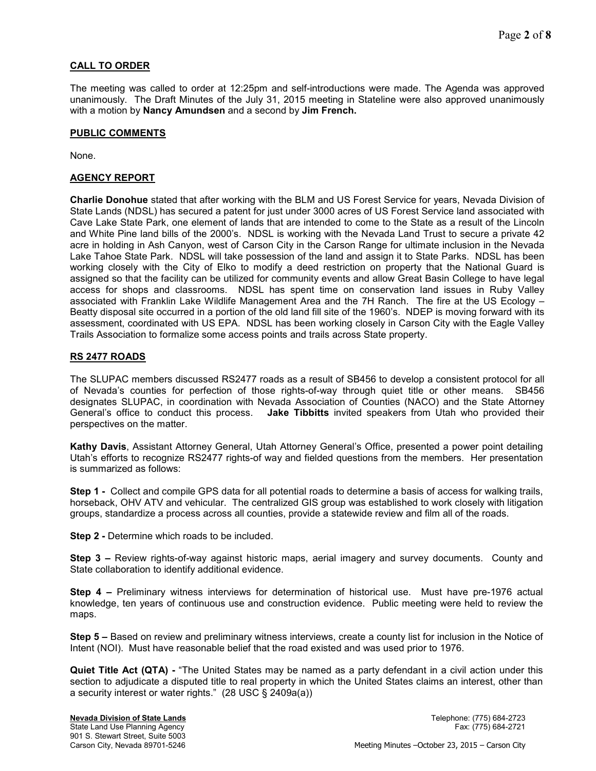## CALL TO ORDER

The meeting was called to order at 12:25pm and self-introductions were made. The Agenda was approved unanimously. The Draft Minutes of the July 31, 2015 meeting in Stateline were also approved unanimously with a motion by **Nancy Amundsen** and a second by **Jim French.**

## PUBLIC COMMENTS

None.

## AGENCY REPORT

**Charlie Donohue** stated that after working with the BLM and US Forest Service for years, Nevada Division of State Lands (NDSL) has secured a patent for just under 3000 acres of US Forest Service land associated with Cave Lake State Park, one element of lands that are intended to come to the State as a result of the Lincoln and White Pine land bills of the 2000's. NDSL is working with the Nevada Land Trust to secure a private 42 acre in holding in Ash Canyon, west of Carson City in the Carson Range for ultimate inclusion in the Nevada Lake Tahoe State Park. NDSL will take possession of the land and assign it to State Parks. NDSL has been working closely with the City of Elko to modify a deed restriction on property that the National Guard is assigned so that the facility can be utilized for community events and allow Great Basin College to have legal access for shops and classrooms. NDSL has spent time on conservation land issues in Ruby Valley associated with Franklin Lake Wildlife Management Area and the 7H Ranch. The fire at the US Ecology – Beatty disposal site occurred in a portion of the old land fill site of the 1960's. NDEP is moving forward with its assessment, coordinated with US EPA. NDSL has been working closely in Carson City with the Eagle Valley Trails Association to formalize some access points and trails across State property.

## RS 2477 ROADS

The SLUPAC members discussed RS2477 roads as a result of SB456 to develop a consistent protocol for all of Nevada's counties for perfection of those rights-of-way through quiet title or other means. SB456 designates SLUPAC, in coordination with Nevada Association of Counties (NACO) and the State Attorney General's office to conduct this process. **Jake Tibbitts** invited speakers from Utah who provided their perspectives on the matter.

**Kathy Davis**, Assistant Attorney General, Utah Attorney General's Office, presented a power point detailing Utah's efforts to recognize RS2477 rights-of way and fielded questions from the members. Her presentation is summarized as follows:

**Step 1 -** Collect and compile GPS data for all potential roads to determine a basis of access for walking trails, horseback, OHV ATV and vehicular. The centralized GIS group was established to work closely with litigation groups, standardize a process across all counties, provide a statewide review and film all of the roads.

**Step 2 -** Determine which roads to be included.

**Step 3 –** Review rights-of-way against historic maps, aerial imagery and survey documents. County and State collaboration to identify additional evidence.

**Step 4 –** Preliminary witness interviews for determination of historical use. Must have pre-1976 actual knowledge, ten years of continuous use and construction evidence. Public meeting were held to review the maps.

**Step 5 –** Based on review and preliminary witness interviews, create a county list for inclusion in the Notice of Intent (NOI). Must have reasonable belief that the road existed and was used prior to 1976.

**Quiet Title Act (QTA) -** "The United States may be named as a party defendant in a civil action under this section to adjudicate a disputed title to real property in which the United States claims an interest, other than a security interest or water rights." (28 USC § 2409a(a))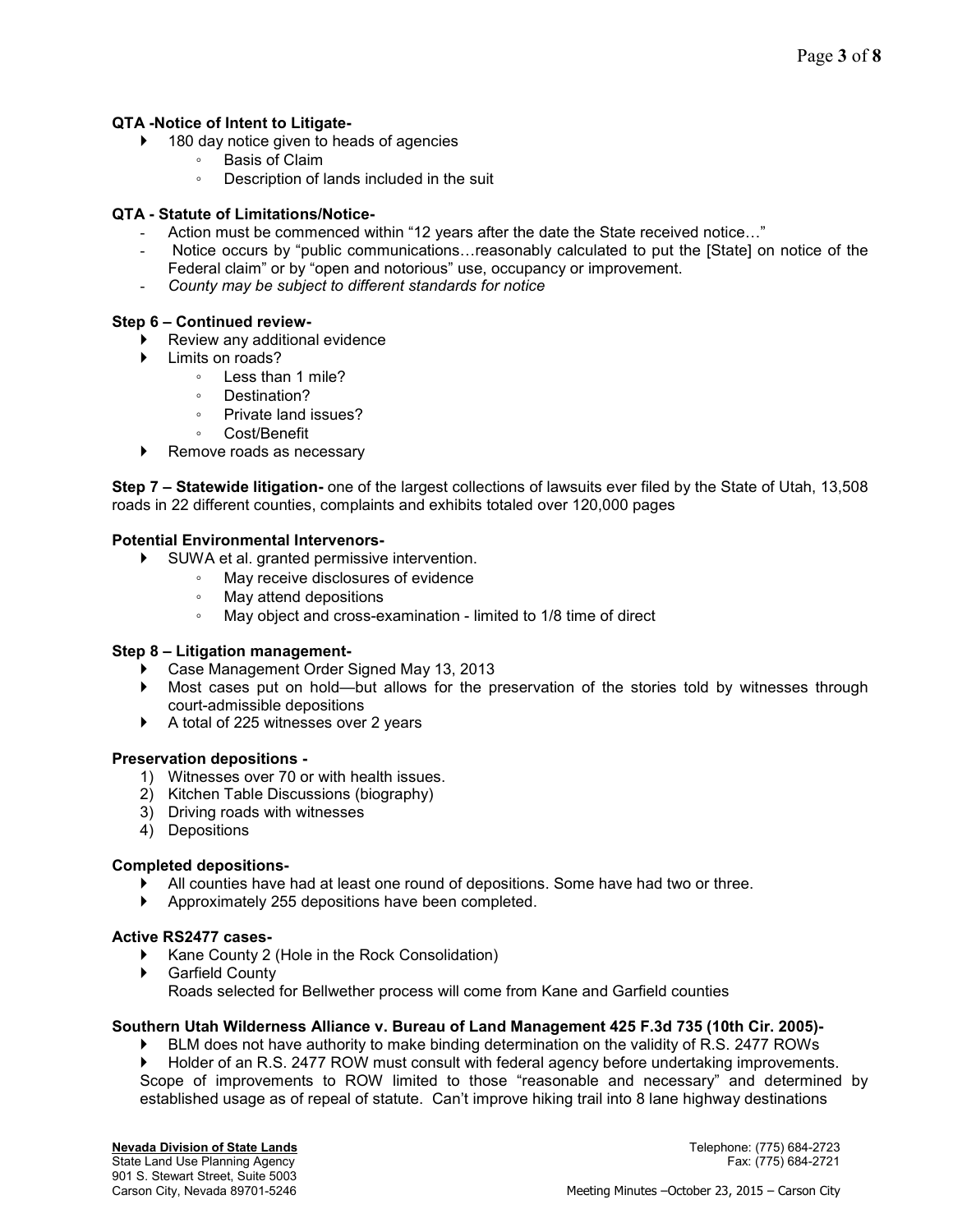**QTA -Notice of Intent to Litigate-**

- 180 day notice given to heads of agencies
  - Basis of Claim
  - Description of lands included in the suit

**QTA - Statute of Limitations/Notice-**

- Action must be commenced within "12 years after the date the State received notice…"
- Notice occurs by "public communications…reasonably calculated to put the [State] on notice of the Federal claim" or by "open and notorious" use, occupancy or improvement.
- *County may be subject to different standards for notice*

**Step 6 – Continued review-**

- Review any additional evidence
- Limits on roads?
  - Less than 1 mile?
  - Destination?
  - Private land issues?
  - Cost/Benefit
- Remove roads as necessary

**Step 7 – Statewide litigation-** one of the largest collections of lawsuits ever filed by the State of Utah, 13,508 roads in 22 different counties, complaints and exhibits totaled over 120,000 pages

**Potential Environmental Intervenors-**

- SUWA et al. granted permissive intervention.
  - May receive disclosures of evidence
  - May attend depositions
  - May object and cross-examination - limited to 1/8 time of direct

**Step 8 – Litigation management-**

- Case Management Order Signed May 13, 2013
- Most cases put on hold—but allows for the preservation of the stories told by witnesses through court-admissible depositions
- A total of 225 witnesses over 2 years

**Preservation depositions -**

1) Witnesses over 70 or with health issues.
2) Kitchen Table Discussions (biography)
3) Driving roads with witnesses
4) Depositions

**Completed depositions-**

- All counties have had at least one round of depositions. Some have had two or three.
- Approximately 255 depositions have been completed.

**Active RS2477 cases-**

- Kane County 2 (Hole in the Rock Consolidation)
- Garfield County

  Roads selected for Bellwether process will come from Kane and Garfield counties

**Southern Utah Wilderness Alliance v. Bureau of Land Management 425 F.3d 735 (10th Cir. 2005)-**

- BLM does not have authority to make binding determination on the validity of R.S. 2477 ROWs
- Holder of an R.S. 2477 ROW must consult with federal agency before undertaking improvements.

Scope of improvements to ROW limited to those "reasonable and necessary" and determined by established usage as of repeal of statute. Can't improve hiking trail into 8 lane highway destinations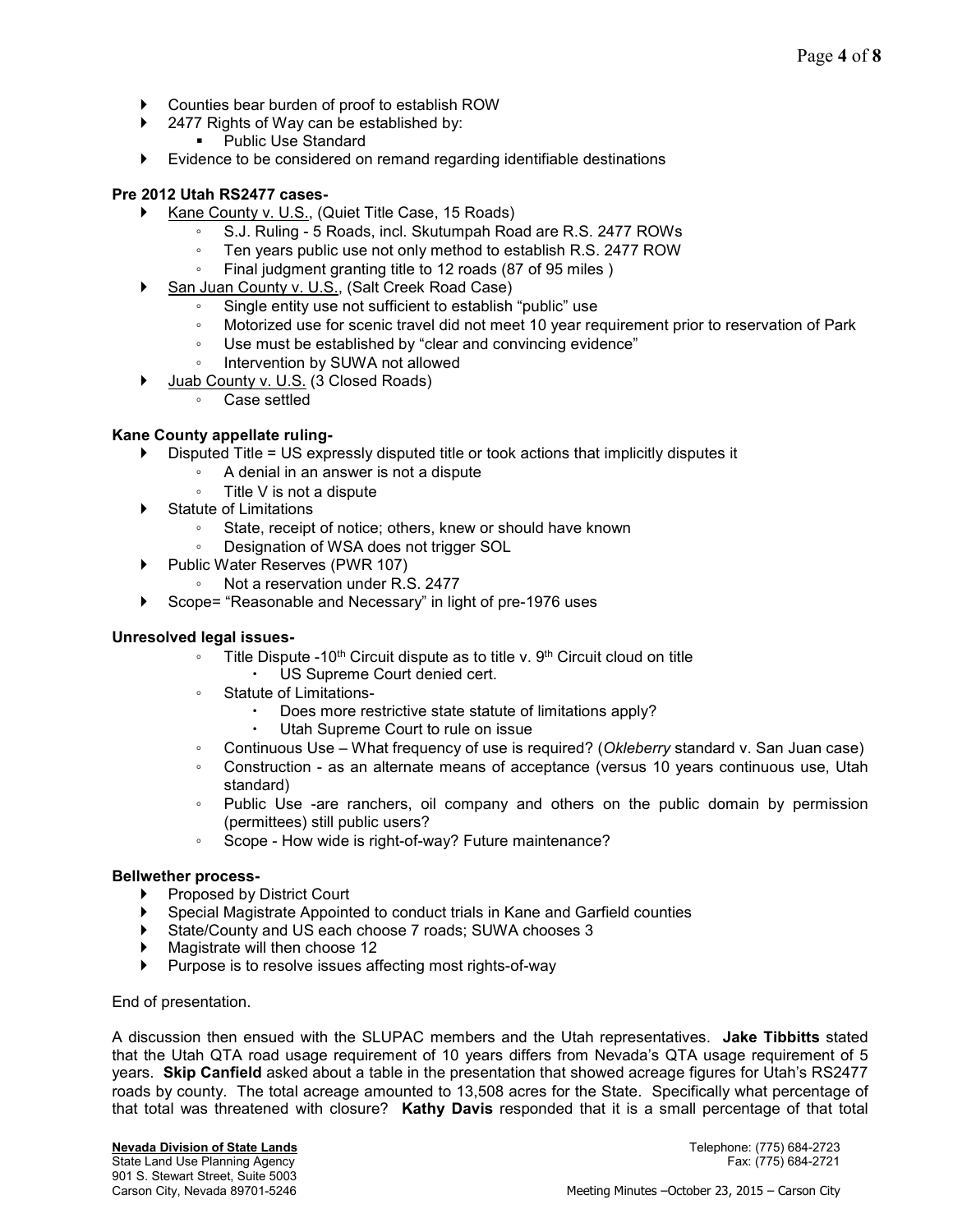- Counties bear burden of proof to establish ROW
- 2477 Rights of Way can be established by:
  - Public Use Standard
- Evidence to be considered on remand regarding identifiable destinations

**Pre 2012 Utah RS2477 cases-**

- Kane County v. U.S., (Quiet Title Case, 15 Roads)
  - S.J. Ruling - 5 Roads, incl. Skutumpah Road are R.S. 2477 ROWs
  - Ten years public use not only method to establish R.S. 2477 ROW
  - Final judgment granting title to 12 roads (87 of 95 miles )
- San Juan County v. U.S., (Salt Creek Road Case)
  - Single entity use not sufficient to establish "public" use
  - Motorized use for scenic travel did not meet 10 year requirement prior to reservation of Park
  - Use must be established by "clear and convincing evidence"
  - Intervention by SUWA not allowed
- Juab County v. U.S. (3 Closed Roads)
  - Case settled

**Kane County appellate ruling-**

- Disputed Title = US expressly disputed title or took actions that implicitly disputes it
  - A denial in an answer is not a dispute
  - Title V is not a dispute
- Statute of Limitations
  - State, receipt of notice; others, knew or should have known
  - Designation of WSA does not trigger SOL
- Public Water Reserves (PWR 107)
  - Not a reservation under R.S. 2477
- Scope= "Reasonable and Necessary" in light of pre-1976 uses

**Unresolved legal issues-**

- Title Dispute -10th Circuit dispute as to title v. 9th Circuit cloud on title
  - US Supreme Court denied cert.
- Statute of Limitations-
  - Does more restrictive state statute of limitations apply?
  - Utah Supreme Court to rule on issue
- Continuous Use – What frequency of use is required? (*Okleberry* standard v. San Juan case)
- Construction - as an alternate means of acceptance (versus 10 years continuous use, Utah standard)
- Public Use -are ranchers, oil company and others on the public domain by permission (permittees) still public users?
- Scope - How wide is right-of-way? Future maintenance?

**Bellwether process-**

- Proposed by District Court
- Special Magistrate Appointed to conduct trials in Kane and Garfield counties
- State/County and US each choose 7 roads; SUWA chooses 3
- Magistrate will then choose 12
- Purpose is to resolve issues affecting most rights-of-way

End of presentation.

A discussion then ensued with the SLUPAC members and the Utah representatives. **Jake Tibbitts** stated that the Utah QTA road usage requirement of 10 years differs from Nevada's QTA usage requirement of 5 years. **Skip Canfield** asked about a table in the presentation that showed acreage figures for Utah's RS2477 roads by county. The total acreage amounted to 13,508 acres for the State. Specifically what percentage of that total was threatened with closure? **Kathy Davis** responded that it is a small percentage of that total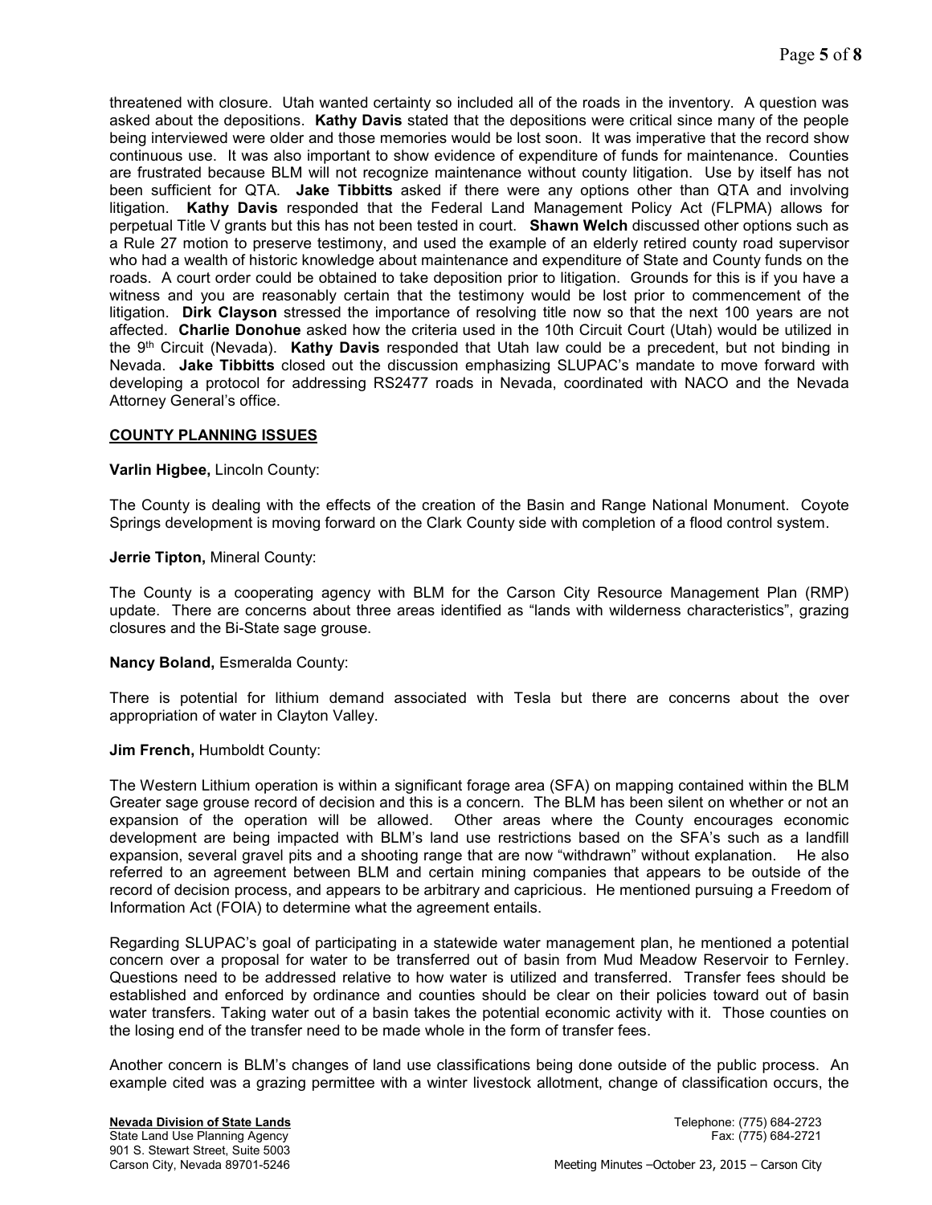threatened with closure. Utah wanted certainty so included all of the roads in the inventory. A question was asked about the depositions. **Kathy Davis** stated that the depositions were critical since many of the people being interviewed were older and those memories would be lost soon. It was imperative that the record show continuous use. It was also important to show evidence of expenditure of funds for maintenance. Counties are frustrated because BLM will not recognize maintenance without county litigation. Use by itself has not been sufficient for QTA. **Jake Tibbitts** asked if there were any options other than QTA and involving litigation. **Kathy Davis** responded that the Federal Land Management Policy Act (FLPMA) allows for perpetual Title V grants but this has not been tested in court. **Shawn Welch** discussed other options such as a Rule 27 motion to preserve testimony, and used the example of an elderly retired county road supervisor who had a wealth of historic knowledge about maintenance and expenditure of State and County funds on the roads. A court order could be obtained to take deposition prior to litigation. Grounds for this is if you have a witness and you are reasonably certain that the testimony would be lost prior to commencement of the litigation. **Dirk Clayson** stressed the importance of resolving title now so that the next 100 years are not affected. **Charlie Donohue** asked how the criteria used in the 10th Circuit Court (Utah) would be utilized in the 9th Circuit (Nevada). **Kathy Davis** responded that Utah law could be a precedent, but not binding in Nevada. **Jake Tibbitts** closed out the discussion emphasizing SLUPAC's mandate to move forward with developing a protocol for addressing RS2477 roads in Nevada, coordinated with NACO and the Nevada Attorney General's office.

**COUNTY PLANNING ISSUES**

**Varlin Higbee,** Lincoln County:

The County is dealing with the effects of the creation of the Basin and Range National Monument. Coyote Springs development is moving forward on the Clark County side with completion of a flood control system.

**Jerrie Tipton,** Mineral County:

The County is a cooperating agency with BLM for the Carson City Resource Management Plan (RMP) update. There are concerns about three areas identified as "lands with wilderness characteristics", grazing closures and the Bi-State sage grouse.

**Nancy Boland,** Esmeralda County:

There is potential for lithium demand associated with Tesla but there are concerns about the over appropriation of water in Clayton Valley.

**Jim French,** Humboldt County:

The Western Lithium operation is within a significant forage area (SFA) on mapping contained within the BLM Greater sage grouse record of decision and this is a concern. The BLM has been silent on whether or not an expansion of the operation will be allowed. Other areas where the County encourages economic development are being impacted with BLM's land use restrictions based on the SFA's such as a landfill expansion, several gravel pits and a shooting range that are now "withdrawn" without explanation. He also referred to an agreement between BLM and certain mining companies that appears to be outside of the record of decision process, and appears to be arbitrary and capricious. He mentioned pursuing a Freedom of Information Act (FOIA) to determine what the agreement entails.

Regarding SLUPAC's goal of participating in a statewide water management plan, he mentioned a potential concern over a proposal for water to be transferred out of basin from Mud Meadow Reservoir to Fernley. Questions need to be addressed relative to how water is utilized and transferred. Transfer fees should be established and enforced by ordinance and counties should be clear on their policies toward out of basin water transfers. Taking water out of a basin takes the potential economic activity with it. Those counties on the losing end of the transfer need to be made whole in the form of transfer fees.

Another concern is BLM's changes of land use classifications being done outside of the public process. An example cited was a grazing permittee with a winter livestock allotment, change of classification occurs, the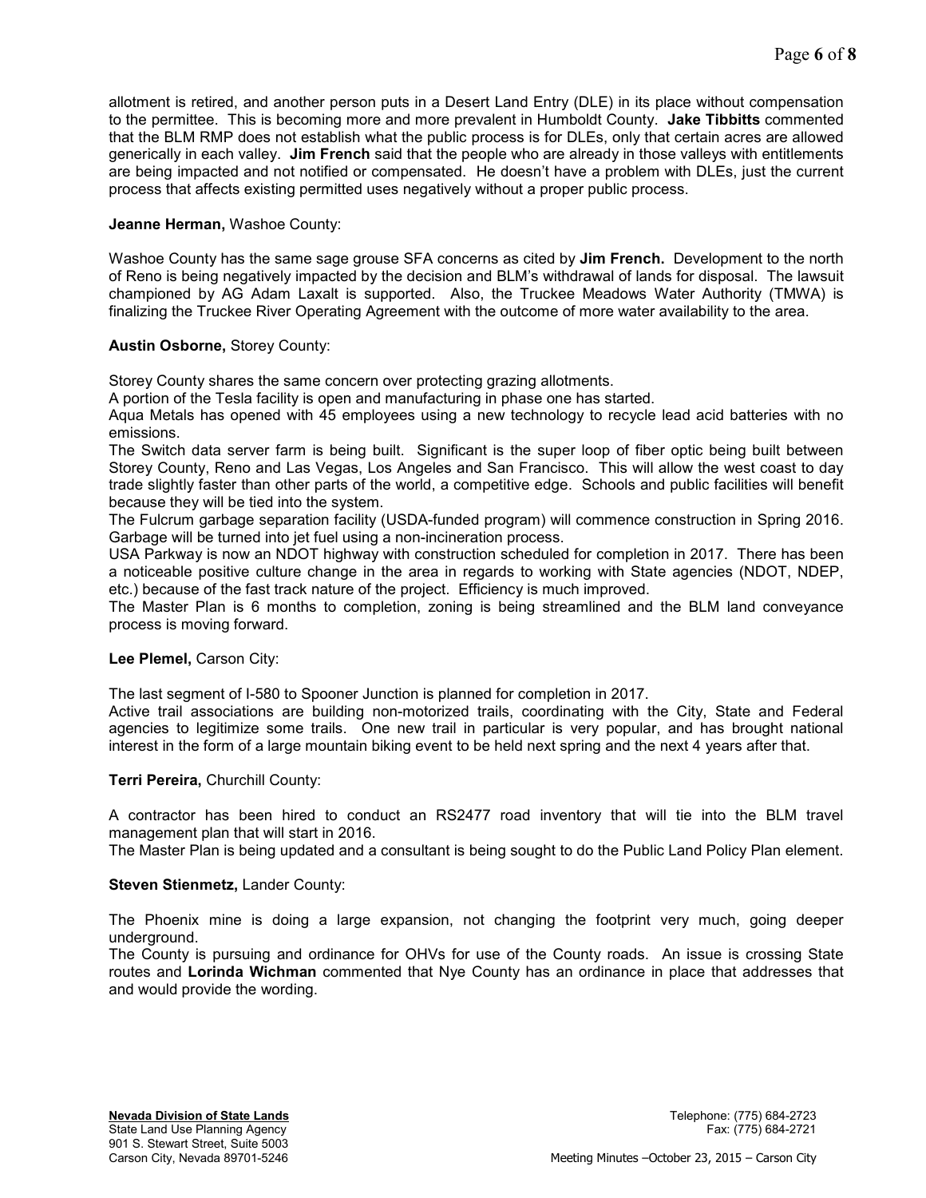allotment is retired, and another person puts in a Desert Land Entry (DLE) in its place without compensation to the permittee. This is becoming more and more prevalent in Humboldt County. **Jake Tibbitts** commented that the BLM RMP does not establish what the public process is for DLEs, only that certain acres are allowed generically in each valley. **Jim French** said that the people who are already in those valleys with entitlements are being impacted and not notified or compensated. He doesn't have a problem with DLEs, just the current process that affects existing permitted uses negatively without a proper public process.

**Jeanne Herman,** Washoe County:

Washoe County has the same sage grouse SFA concerns as cited by **Jim French.** Development to the north of Reno is being negatively impacted by the decision and BLM's withdrawal of lands for disposal. The lawsuit championed by AG Adam Laxalt is supported. Also, the Truckee Meadows Water Authority (TMWA) is finalizing the Truckee River Operating Agreement with the outcome of more water availability to the area.

**Austin Osborne,** Storey County:

Storey County shares the same concern over protecting grazing allotments.
A portion of the Tesla facility is open and manufacturing in phase one has started.
Aqua Metals has opened with 45 employees using a new technology to recycle lead acid batteries with no emissions.
The Switch data server farm is being built. Significant is the super loop of fiber optic being built between Storey County, Reno and Las Vegas, Los Angeles and San Francisco. This will allow the west coast to day trade slightly faster than other parts of the world, a competitive edge. Schools and public facilities will benefit because they will be tied into the system.
The Fulcrum garbage separation facility (USDA-funded program) will commence construction in Spring 2016. Garbage will be turned into jet fuel using a non-incineration process.
USA Parkway is now an NDOT highway with construction scheduled for completion in 2017. There has been a noticeable positive culture change in the area in regards to working with State agencies (NDOT, NDEP, etc.) because of the fast track nature of the project. Efficiency is much improved.
The Master Plan is 6 months to completion, zoning is being streamlined and the BLM land conveyance process is moving forward.

**Lee Plemel,** Carson City:

The last segment of I-580 to Spooner Junction is planned for completion in 2017.
Active trail associations are building non-motorized trails, coordinating with the City, State and Federal agencies to legitimize some trails. One new trail in particular is very popular, and has brought national interest in the form of a large mountain biking event to be held next spring and the next 4 years after that.

**Terri Pereira,** Churchill County:

A contractor has been hired to conduct an RS2477 road inventory that will tie into the BLM travel management plan that will start in 2016.
The Master Plan is being updated and a consultant is being sought to do the Public Land Policy Plan element.

**Steven Stienmetz,** Lander County:

The Phoenix mine is doing a large expansion, not changing the footprint very much, going deeper underground.
The County is pursuing and ordinance for OHVs for use of the County roads. An issue is crossing State routes and **Lorinda Wichman** commented that Nye County has an ordinance in place that addresses that and would provide the wording.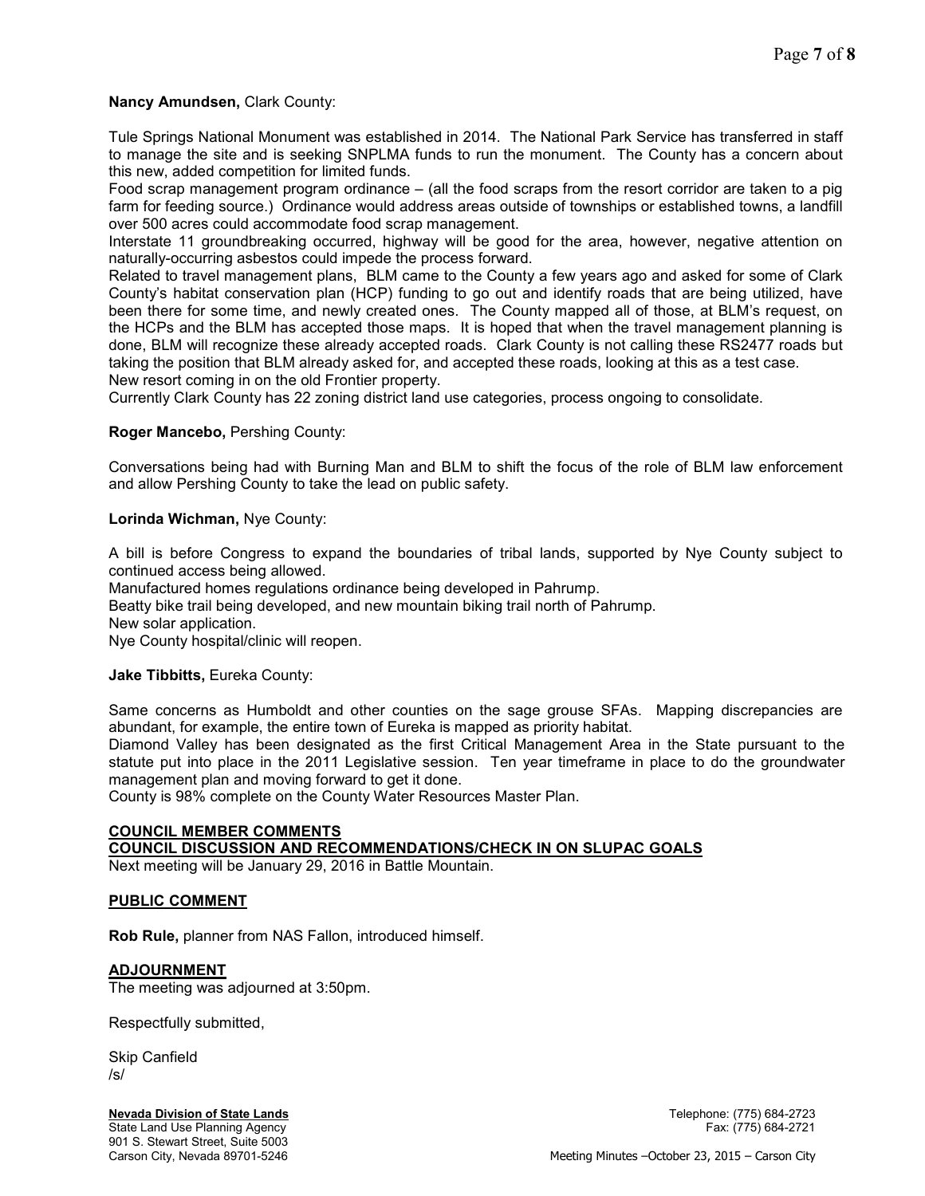**Nancy Amundsen,** Clark County:

Tule Springs National Monument was established in 2014. The National Park Service has transferred in staff to manage the site and is seeking SNPLMA funds to run the monument. The County has a concern about this new, added competition for limited funds.

Food scrap management program ordinance – (all the food scraps from the resort corridor are taken to a pig farm for feeding source.) Ordinance would address areas outside of townships or established towns, a landfill over 500 acres could accommodate food scrap management.

Interstate 11 groundbreaking occurred, highway will be good for the area, however, negative attention on naturally-occurring asbestos could impede the process forward.

Related to travel management plans, BLM came to the County a few years ago and asked for some of Clark County's habitat conservation plan (HCP) funding to go out and identify roads that are being utilized, have been there for some time, and newly created ones. The County mapped all of those, at BLM's request, on the HCPs and the BLM has accepted those maps. It is hoped that when the travel management planning is done, BLM will recognize these already accepted roads. Clark County is not calling these RS2477 roads but taking the position that BLM already asked for, and accepted these roads, looking at this as a test case.

New resort coming in on the old Frontier property.

Currently Clark County has 22 zoning district land use categories, process ongoing to consolidate.

**Roger Mancebo,** Pershing County:

Conversations being had with Burning Man and BLM to shift the focus of the role of BLM law enforcement and allow Pershing County to take the lead on public safety.

**Lorinda Wichman,** Nye County:

A bill is before Congress to expand the boundaries of tribal lands, supported by Nye County subject to continued access being allowed.

Manufactured homes regulations ordinance being developed in Pahrump.

Beatty bike trail being developed, and new mountain biking trail north of Pahrump.

New solar application.

Nye County hospital/clinic will reopen.

**Jake Tibbitts,** Eureka County:

Same concerns as Humboldt and other counties on the sage grouse SFAs. Mapping discrepancies are abundant, for example, the entire town of Eureka is mapped as priority habitat.

Diamond Valley has been designated as the first Critical Management Area in the State pursuant to the statute put into place in the 2011 Legislative session. Ten year timeframe in place to do the groundwater management plan and moving forward to get it done.

County is 98% complete on the County Water Resources Master Plan.

**COUNCIL MEMBER COMMENTS**

**COUNCIL DISCUSSION AND RECOMMENDATIONS/CHECK IN ON SLUPAC GOALS**

Next meeting will be January 29, 2016 in Battle Mountain.

**PUBLIC COMMENT**

**Rob Rule,** planner from NAS Fallon, introduced himself.

**ADJOURNMENT**

The meeting was adjourned at 3:50pm.

Respectfully submitted,

Skip Canfield
/s/

**Nevada Division of State Lands**
State Land Use Planning Agency
901 S. Stewart Street, Suite 5003
Carson City, Nevada 89701-5246

Telephone: (775) 684-2723
Fax: (775) 684-2721

Meeting Minutes –October 23, 2015 – Carson City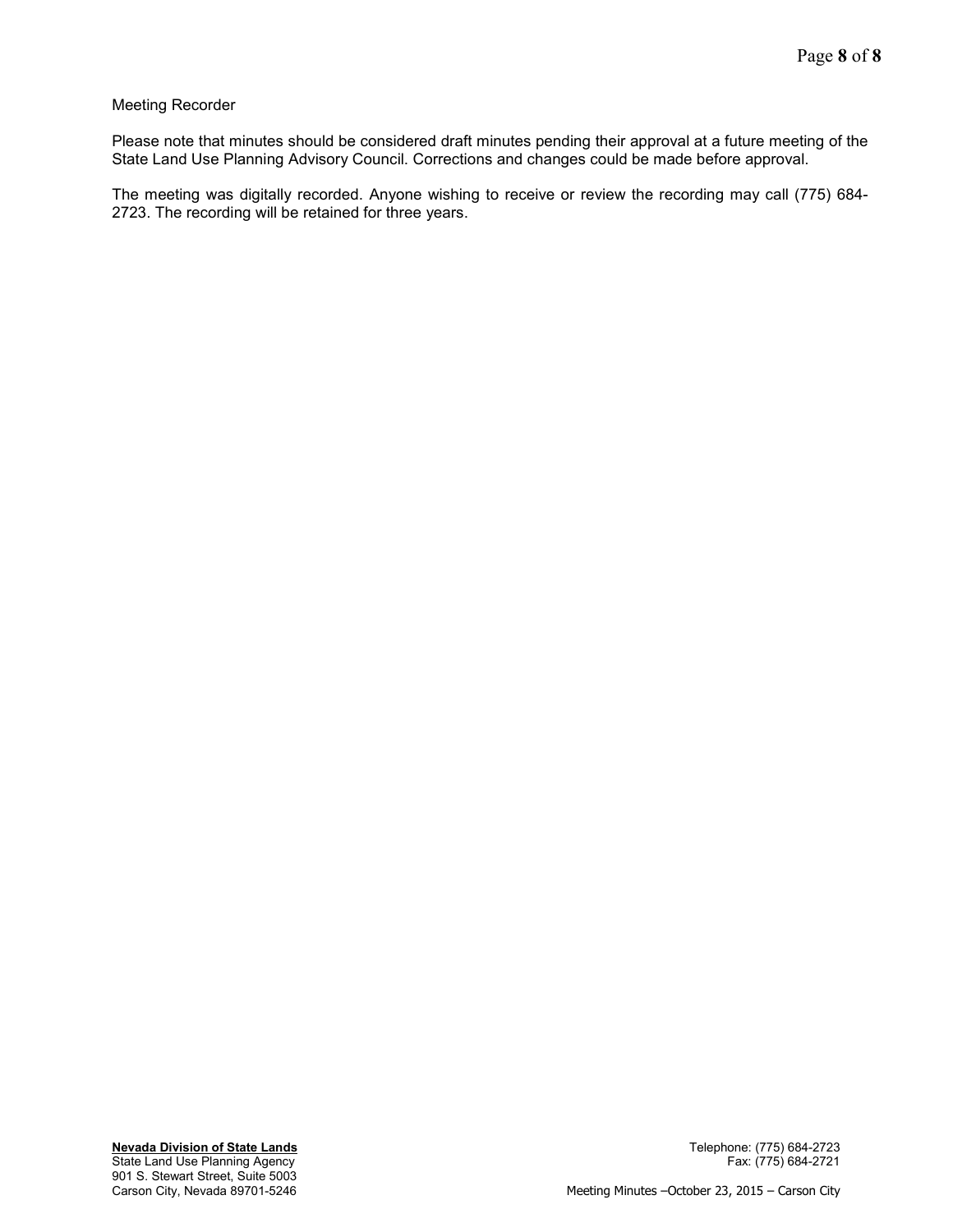Meeting Recorder

Please note that minutes should be considered draft minutes pending their approval at a future meeting of the State Land Use Planning Advisory Council. Corrections and changes could be made before approval.

The meeting was digitally recorded. Anyone wishing to receive or review the recording may call (775) 684-2723. The recording will be retained for three years.